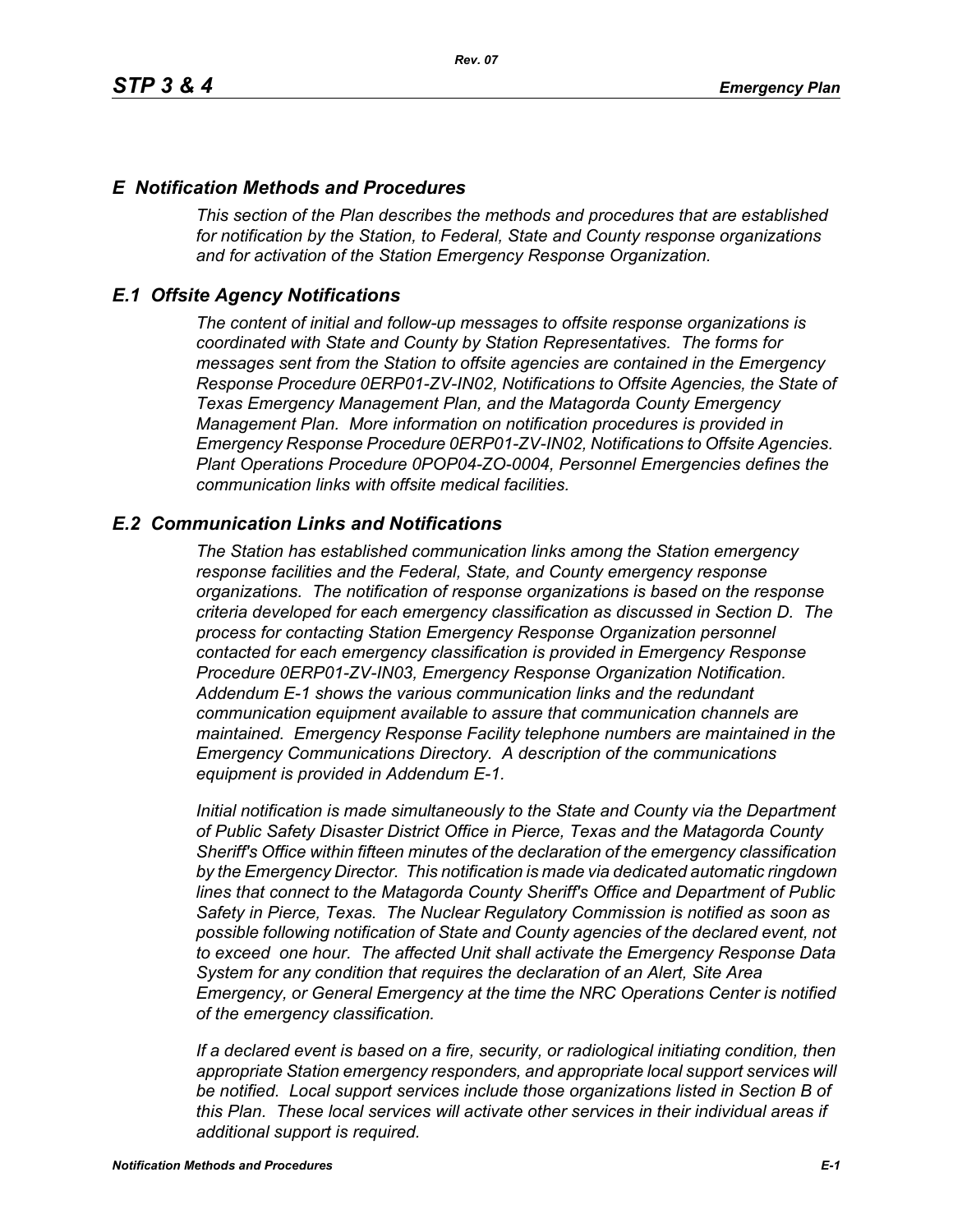## *E Notification Methods and Procedures*

*This section of the Plan describes the methods and procedures that are established for notification by the Station, to Federal, State and County response organizations and for activation of the Station Emergency Response Organization.*

## *E.1 Offsite Agency Notifications*

*The content of initial and follow-up messages to offsite response organizations is coordinated with State and County by Station Representatives. The forms for messages sent from the Station to offsite agencies are contained in the Emergency Response Procedure 0ERP01-ZV-IN02, Notifications to Offsite Agencies, the State of Texas Emergency Management Plan, and the Matagorda County Emergency Management Plan. More information on notification procedures is provided in Emergency Response Procedure 0ERP01-ZV-IN02, Notifications to Offsite Agencies. Plant Operations Procedure 0POP04-ZO-0004, Personnel Emergencies defines the communication links with offsite medical facilities.*

## *E.2 Communication Links and Notifications*

*The Station has established communication links among the Station emergency response facilities and the Federal, State, and County emergency response organizations. The notification of response organizations is based on the response criteria developed for each emergency classification as discussed in Section D. The process for contacting Station Emergency Response Organization personnel contacted for each emergency classification is provided in Emergency Response Procedure 0ERP01-ZV-IN03, Emergency Response Organization Notification. Addendum E-1 shows the various communication links and the redundant communication equipment available to assure that communication channels are maintained. Emergency Response Facility telephone numbers are maintained in the Emergency Communications Directory. A description of the communications equipment is provided in Addendum E-1.*

*Initial notification is made simultaneously to the State and County via the Department of Public Safety Disaster District Office in Pierce, Texas and the Matagorda County Sheriff's Office within fifteen minutes of the declaration of the emergency classification by the Emergency Director. This notification is made via dedicated automatic ringdown lines that connect to the Matagorda County Sheriff's Office and Department of Public Safety in Pierce, Texas. The Nuclear Regulatory Commission is notified as soon as possible following notification of State and County agencies of the declared event, not to exceed one hour. The affected Unit shall activate the Emergency Response Data System for any condition that requires the declaration of an Alert, Site Area Emergency, or General Emergency at the time the NRC Operations Center is notified of the emergency classification.*

*If a declared event is based on a fire, security, or radiological initiating condition, then appropriate Station emergency responders, and appropriate local support services will be notified. Local support services include those organizations listed in Section B of this Plan. These local services will activate other services in their individual areas if additional support is required.*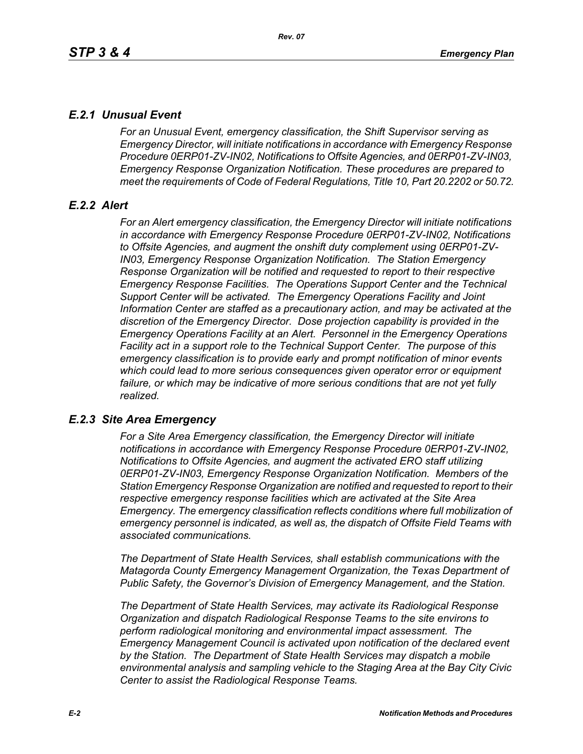### *E.2.1 Unusual Event*

*For an Unusual Event, emergency classification, the Shift Supervisor serving as Emergency Director, will initiate notifications in accordance with Emergency Response Procedure 0ERP01-ZV-IN02, Notifications to Offsite Agencies, and 0ERP01-ZV-IN03, Emergency Response Organization Notification. These procedures are prepared to meet the requirements of Code of Federal Regulations, Title 10, Part 20.2202 or 50.72.*

### *E.2.2 Alert*

*For an Alert emergency classification, the Emergency Director will initiate notifications in accordance with Emergency Response Procedure 0ERP01-ZV-IN02, Notifications to Offsite Agencies, and augment the onshift duty complement using 0ERP01-ZV-IN03, Emergency Response Organization Notification. The Station Emergency Response Organization will be notified and requested to report to their respective Emergency Response Facilities. The Operations Support Center and the Technical Support Center will be activated. The Emergency Operations Facility and Joint Information Center are staffed as a precautionary action, and may be activated at the discretion of the Emergency Director. Dose projection capability is provided in the Emergency Operations Facility at an Alert. Personnel in the Emergency Operations Facility act in a support role to the Technical Support Center. The purpose of this emergency classification is to provide early and prompt notification of minor events which could lead to more serious consequences given operator error or equipment failure, or which may be indicative of more serious conditions that are not yet fully realized.*

### *E.2.3 Site Area Emergency*

*For a Site Area Emergency classification, the Emergency Director will initiate notifications in accordance with Emergency Response Procedure 0ERP01-ZV-IN02, Notifications to Offsite Agencies, and augment the activated ERO staff utilizing 0ERP01-ZV-IN03, Emergency Response Organization Notification. Members of the Station Emergency Response Organization are notified and requested to report to their respective emergency response facilities which are activated at the Site Area Emergency. The emergency classification reflects conditions where full mobilization of emergency personnel is indicated, as well as, the dispatch of Offsite Field Teams with associated communications.*

*The Department of State Health Services, shall establish communications with the Matagorda County Emergency Management Organization, the Texas Department of Public Safety, the Governor's Division of Emergency Management, and the Station.*

*The Department of State Health Services, may activate its Radiological Response Organization and dispatch Radiological Response Teams to the site environs to perform radiological monitoring and environmental impact assessment. The Emergency Management Council is activated upon notification of the declared event by the Station. The Department of State Health Services may dispatch a mobile environmental analysis and sampling vehicle to the Staging Area at the Bay City Civic Center to assist the Radiological Response Teams.*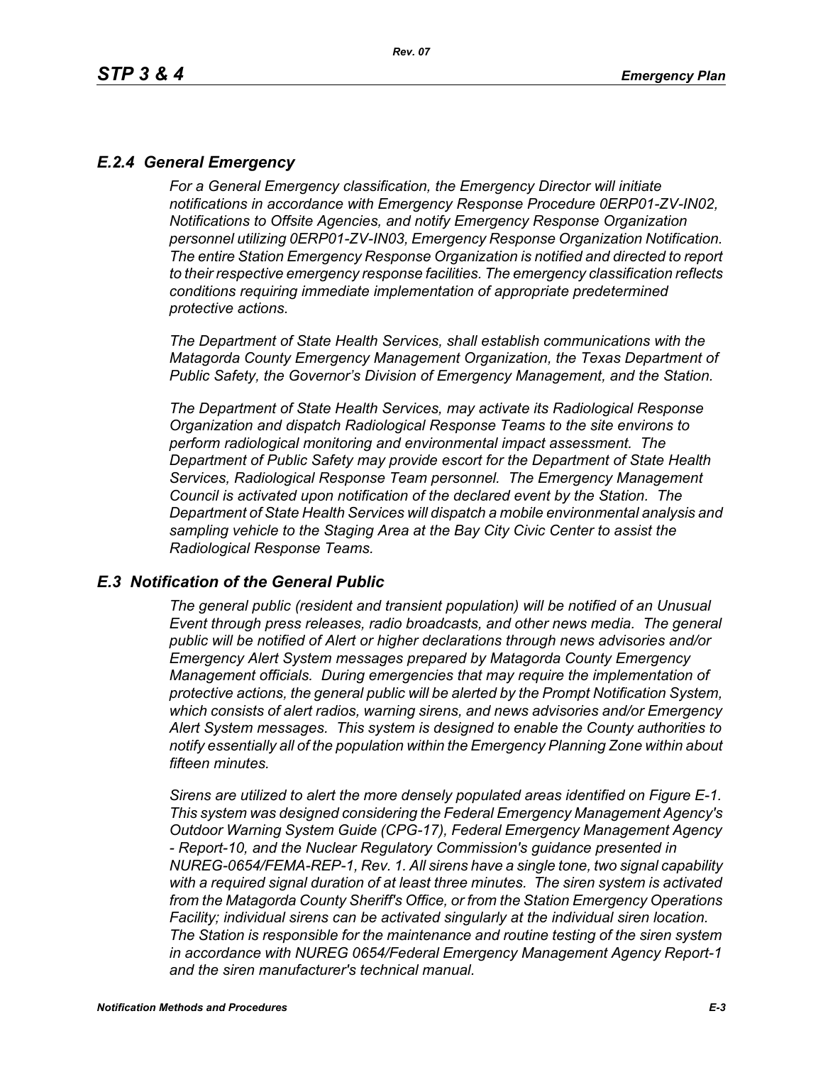### *E.2.4 General Emergency*

*For a General Emergency classification, the Emergency Director will initiate notifications in accordance with Emergency Response Procedure 0ERP01-ZV-IN02, Notifications to Offsite Agencies, and notify Emergency Response Organization personnel utilizing 0ERP01-ZV-IN03, Emergency Response Organization Notification. The entire Station Emergency Response Organization is notified and directed to report to their respective emergency response facilities. The emergency classification reflects conditions requiring immediate implementation of appropriate predetermined protective actions.*

*The Department of State Health Services, shall establish communications with the Matagorda County Emergency Management Organization, the Texas Department of Public Safety, the Governor's Division of Emergency Management, and the Station.*

*The Department of State Health Services, may activate its Radiological Response Organization and dispatch Radiological Response Teams to the site environs to perform radiological monitoring and environmental impact assessment. The Department of Public Safety may provide escort for the Department of State Health Services, Radiological Response Team personnel. The Emergency Management Council is activated upon notification of the declared event by the Station. The Department of State Health Services will dispatch a mobile environmental analysis and sampling vehicle to the Staging Area at the Bay City Civic Center to assist the Radiological Response Teams.*

## *E.3 Notification of the General Public*

*The general public (resident and transient population) will be notified of an Unusual Event through press releases, radio broadcasts, and other news media. The general public will be notified of Alert or higher declarations through news advisories and/or Emergency Alert System messages prepared by Matagorda County Emergency Management officials. During emergencies that may require the implementation of protective actions, the general public will be alerted by the Prompt Notification System, which consists of alert radios, warning sirens, and news advisories and/or Emergency Alert System messages. This system is designed to enable the County authorities to notify essentially all of the population within the Emergency Planning Zone within about fifteen minutes.*

*Sirens are utilized to alert the more densely populated areas identified on Figure E-1. This system was designed considering the Federal Emergency Management Agency's Outdoor Warning System Guide (CPG-17), Federal Emergency Management Agency - Report-10, and the Nuclear Regulatory Commission's guidance presented in NUREG-0654/FEMA-REP-1, Rev. 1. All sirens have a single tone, two signal capability with a required signal duration of at least three minutes. The siren system is activated from the Matagorda County Sheriff's Office, or from the Station Emergency Operations Facility; individual sirens can be activated singularly at the individual siren location. The Station is responsible for the maintenance and routine testing of the siren system in accordance with NUREG 0654/Federal Emergency Management Agency Report-1 and the siren manufacturer's technical manual.*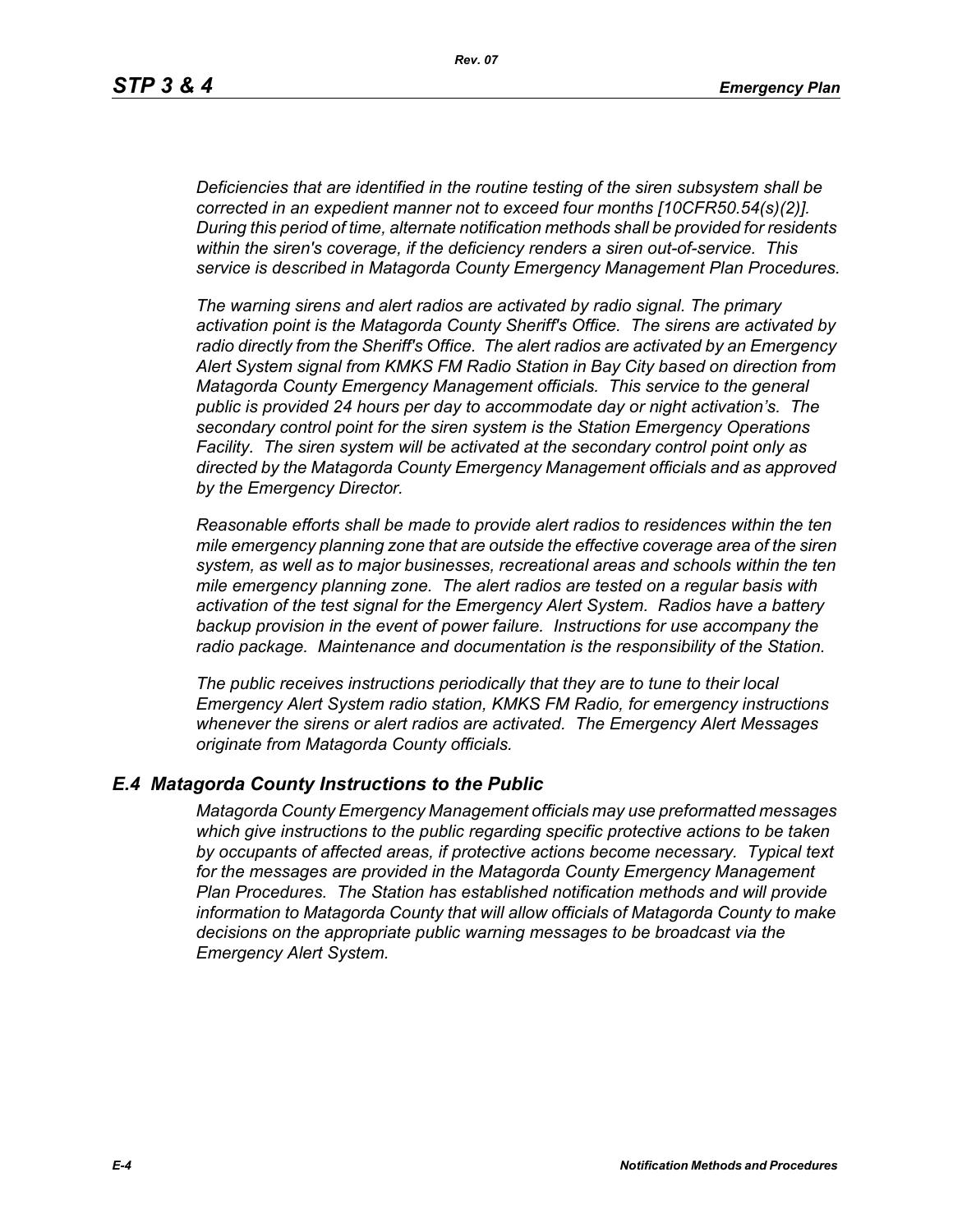*Deficiencies that are identified in the routine testing of the siren subsystem shall be corrected in an expedient manner not to exceed four months [10CFR50.54(s)(2)]. During this period of time, alternate notification methods shall be provided for residents within the siren's coverage, if the deficiency renders a siren out-of-service. This service is described in Matagorda County Emergency Management Plan Procedures.*

*The warning sirens and alert radios are activated by radio signal. The primary activation point is the Matagorda County Sheriff's Office. The sirens are activated by radio directly from the Sheriff's Office. The alert radios are activated by an Emergency Alert System signal from KMKS FM Radio Station in Bay City based on direction from Matagorda County Emergency Management officials. This service to the general public is provided 24 hours per day to accommodate day or night activation's. The secondary control point for the siren system is the Station Emergency Operations Facility. The siren system will be activated at the secondary control point only as directed by the Matagorda County Emergency Management officials and as approved by the Emergency Director.*

*Reasonable efforts shall be made to provide alert radios to residences within the ten mile emergency planning zone that are outside the effective coverage area of the siren system, as well as to major businesses, recreational areas and schools within the ten mile emergency planning zone. The alert radios are tested on a regular basis with activation of the test signal for the Emergency Alert System. Radios have a battery backup provision in the event of power failure. Instructions for use accompany the radio package. Maintenance and documentation is the responsibility of the Station.*

*The public receives instructions periodically that they are to tune to their local Emergency Alert System radio station, KMKS FM Radio, for emergency instructions whenever the sirens or alert radios are activated. The Emergency Alert Messages originate from Matagorda County officials.*

## *E.4 Matagorda County Instructions to the Public*

*Matagorda County Emergency Management officials may use preformatted messages which give instructions to the public regarding specific protective actions to be taken by occupants of affected areas, if protective actions become necessary. Typical text for the messages are provided in the Matagorda County Emergency Management Plan Procedures. The Station has established notification methods and will provide information to Matagorda County that will allow officials of Matagorda County to make decisions on the appropriate public warning messages to be broadcast via the Emergency Alert System.*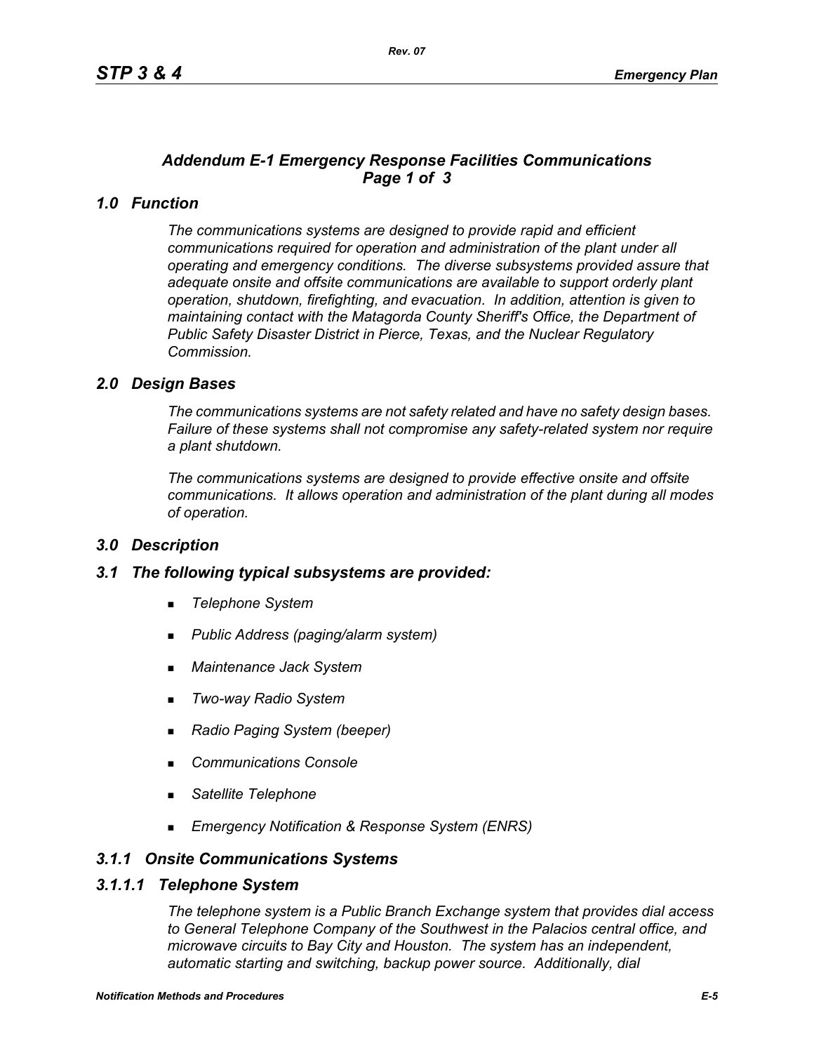## *Addendum E-1 Emergency Response Facilities Communications Page 1 of 3*

### *1.0 Function*

*The communications systems are designed to provide rapid and efficient communications required for operation and administration of the plant under all operating and emergency conditions. The diverse subsystems provided assure that adequate onsite and offsite communications are available to support orderly plant operation, shutdown, firefighting, and evacuation. In addition, attention is given to maintaining contact with the Matagorda County Sheriff's Office, the Department of Public Safety Disaster District in Pierce, Texas, and the Nuclear Regulatory Commission.*

### *2.0 Design Bases*

*The communications systems are not safety related and have no safety design bases. Failure of these systems shall not compromise any safety-related system nor require a plant shutdown.*

*The communications systems are designed to provide effective onsite and offsite communications. It allows operation and administration of the plant during all modes of operation.*

### *3.0 Description*

### *3.1 The following typical subsystems are provided:*

- *Telephone System*
- *Public Address (paging/alarm system)*
- *Maintenance Jack System*
- *Two-way Radio System*
- *Radio Paging System (beeper)*
- *Communications Console*
- *Satellite Telephone*
- *Emergency Notification & Response System (ENRS)*

### *3.1.1 Onsite Communications Systems*

#### *3.1.1.1 Telephone System*

*The telephone system is a Public Branch Exchange system that provides dial access to General Telephone Company of the Southwest in the Palacios central office, and microwave circuits to Bay City and Houston. The system has an independent, automatic starting and switching, backup power source. Additionally, dial*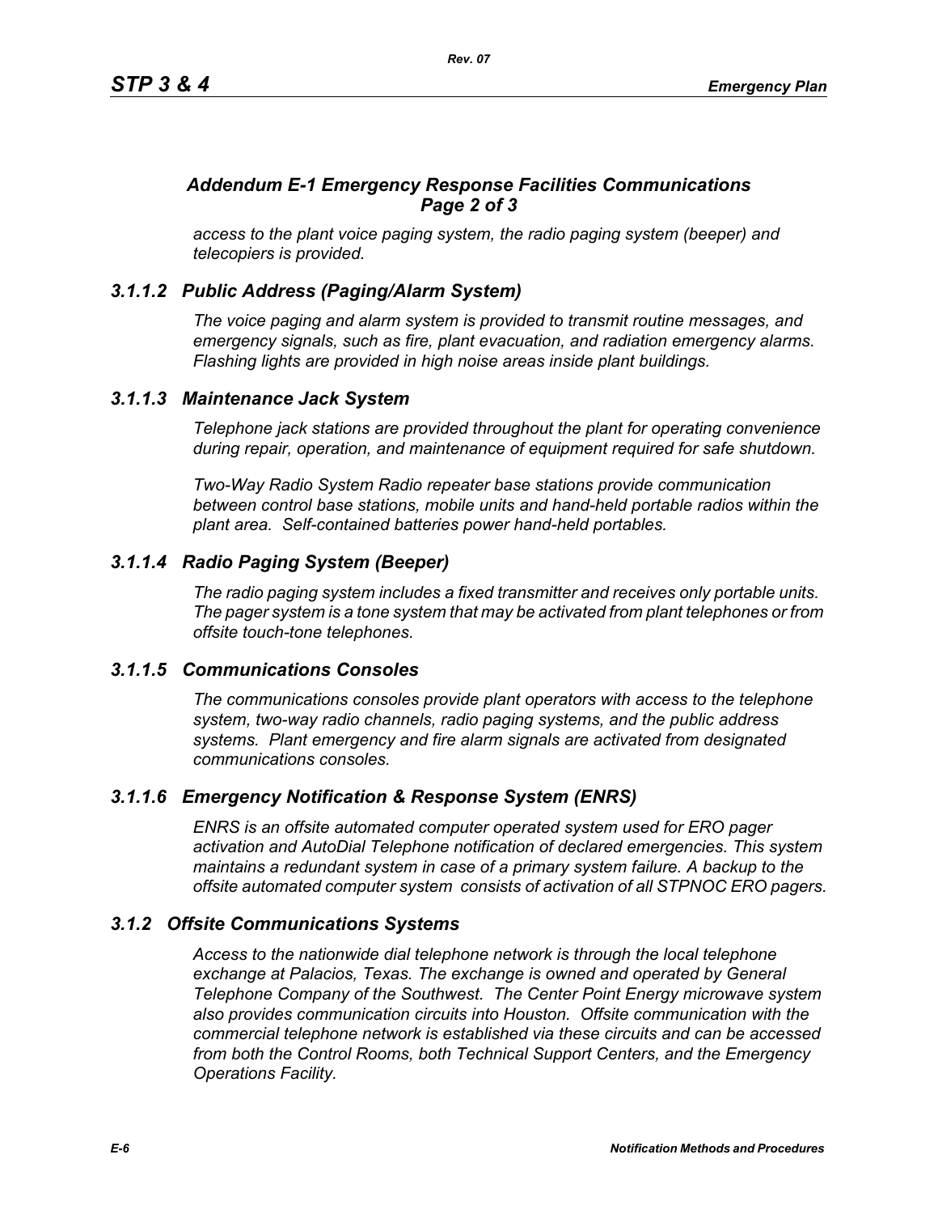### *Addendum E-1 Emergency Response Facilities Communications Page 2 of 3*

*access to the plant voice paging system, the radio paging system (beeper) and telecopiers is provided.*

### *3.1.1.2 Public Address (Paging/Alarm System)*

*The voice paging and alarm system is provided to transmit routine messages, and emergency signals, such as fire, plant evacuation, and radiation emergency alarms. Flashing lights are provided in high noise areas inside plant buildings.*

### *3.1.1.3 Maintenance Jack System*

*Telephone jack stations are provided throughout the plant for operating convenience during repair, operation, and maintenance of equipment required for safe shutdown.*

*Two-Way Radio System Radio repeater base stations provide communication between control base stations, mobile units and hand-held portable radios within the plant area. Self-contained batteries power hand-held portables.*

### *3.1.1.4 Radio Paging System (Beeper)*

*The radio paging system includes a fixed transmitter and receives only portable units. The pager system is a tone system that may be activated from plant telephones or from offsite touch-tone telephones.*

### *3.1.1.5 Communications Consoles*

*The communications consoles provide plant operators with access to the telephone system, two-way radio channels, radio paging systems, and the public address systems. Plant emergency and fire alarm signals are activated from designated communications consoles.*

### *3.1.1.6 Emergency Notification & Response System (ENRS)*

*ENRS is an offsite automated computer operated system used for ERO pager activation and AutoDial Telephone notification of declared emergencies. This system maintains a redundant system in case of a primary system failure. A backup to the offsite automated computer system consists of activation of all STPNOC ERO pagers.*

### *3.1.2 Offsite Communications Systems*

*Access to the nationwide dial telephone network is through the local telephone exchange at Palacios, Texas. The exchange is owned and operated by General Telephone Company of the Southwest. The Center Point Energy microwave system also provides communication circuits into Houston. Offsite communication with the commercial telephone network is established via these circuits and can be accessed from both the Control Rooms, both Technical Support Centers, and the Emergency Operations Facility.*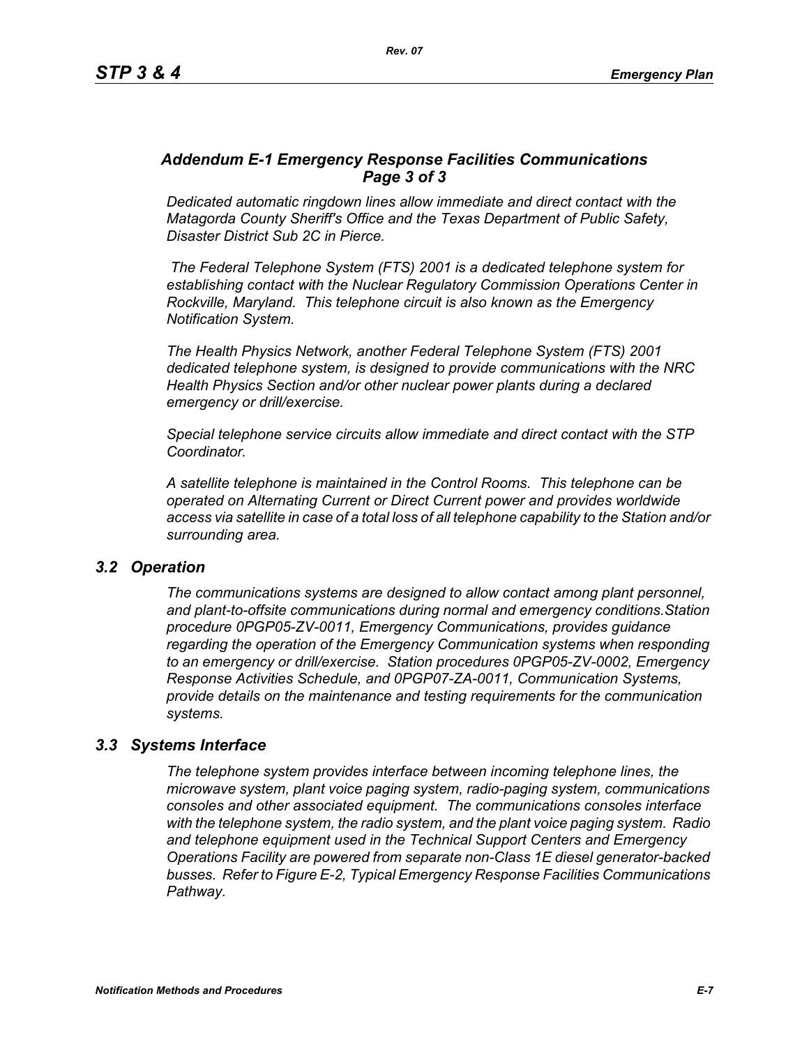### *Addendum E-1 Emergency Response Facilities Communications Page 3 of 3*

*Dedicated automatic ringdown lines allow immediate and direct contact with the Matagorda County Sheriff's Office and the Texas Department of Public Safety, Disaster District Sub 2C in Pierce.*

*The Federal Telephone System (FTS) 2001 is a dedicated telephone system for establishing contact with the Nuclear Regulatory Commission Operations Center in Rockville, Maryland. This telephone circuit is also known as the Emergency Notification System.*

*The Health Physics Network, another Federal Telephone System (FTS) 2001 dedicated telephone system, is designed to provide communications with the NRC Health Physics Section and/or other nuclear power plants during a declared emergency or drill/exercise.*

*Special telephone service circuits allow immediate and direct contact with the STP Coordinator.*

*A satellite telephone is maintained in the Control Rooms. This telephone can be operated on Alternating Current or Direct Current power and provides worldwide access via satellite in case of a total loss of all telephone capability to the Station and/or surrounding area.*

## *3.2 Operation*

*The communications systems are designed to allow contact among plant personnel, and plant-to-offsite communications during normal and emergency conditions.Station procedure 0PGP05-ZV-0011, Emergency Communications, provides guidance regarding the operation of the Emergency Communication systems when responding to an emergency or drill/exercise. Station procedures 0PGP05-ZV-0002, Emergency Response Activities Schedule, and 0PGP07-ZA-0011, Communication Systems, provide details on the maintenance and testing requirements for the communication systems.*

## *3.3 Systems Interface*

*The telephone system provides interface between incoming telephone lines, the microwave system, plant voice paging system, radio-paging system, communications consoles and other associated equipment. The communications consoles interface with the telephone system, the radio system, and the plant voice paging system. Radio and telephone equipment used in the Technical Support Centers and Emergency Operations Facility are powered from separate non-Class 1E diesel generator-backed busses. Refer to Figure E-2, Typical Emergency Response Facilities Communications Pathway.*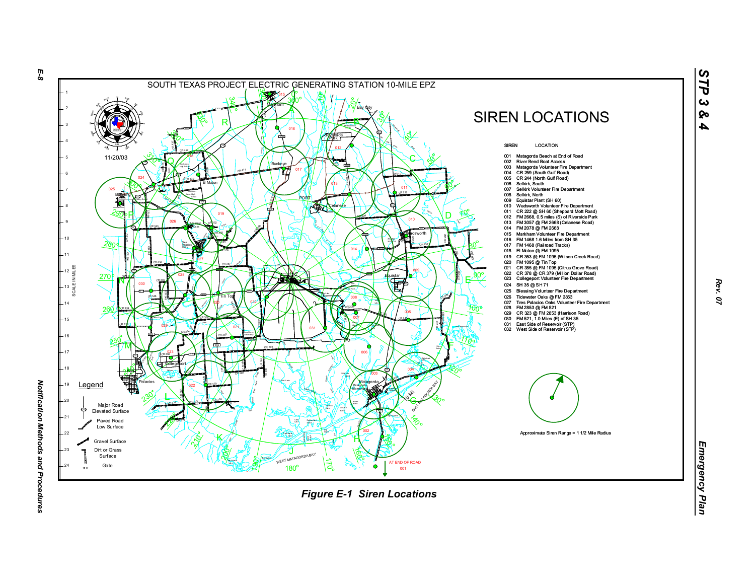SOUTH TEXAS PROJECT ELECTRIC GENERATING STATION 10-MILE EPZ

11/20/03

# SIREN LOCATIONS

| SIREN | LOCATION |
|---|---|
| 001 | Matagorda Beach at End of Road |
| 002 | River Bend Boat Access |
| 003 | Matagorda Volunteer Fire Department |
| 004 | CR 259 (South Gulf Road) |
| 005 | CR 244 (North Gulf Road) |
| 006 | Selkirk, South |
| 007 | Selkirk Volunteer Fire Department |
| 008 | Selkirk, North |
| 009 | Equistar Plant (SH 60) |
| 010 | Wadsworth Volunteer Fire Department |
| 011 | CR 222 @ SH 60 (Sheppard Mott Road) |
| 012 | FM 2668, 0.5 miles (S) of Riverside Park |
| 013 | FM 3057 @ FM 2668 (Celanese Road) |
| 014 | FM 2078 @ FM 2668 |
| 015 | Markham Volunteer Fire Department |
| 016 | FM 1468 1.6 Miles from SH 35 |
| 017 | FM 1468 (Railroad Tracks) |
| 018 | El Maton @ FM 1095 |
| 019 | CR 353 @ FM 1095 (Wilson Creek Road) |
| 020 | FM 1095 @ Tin Top |
| 021 | CR 385 @ FM 1095 (Citrus Grove Road) |
| 022 | CR 378 @ CR 379 (Million Dollar Road) |
| 023 | Collegeport Volunteer Fire Department |
| 024 | SH 35 @ SH 71 |
| 025 | Blessing Volunteer Fire Department |
| 026 | Tidewater Oaks @ FM 2853 |
| 027 | Tres Palacios Oaks Volunteer Fire Department |
| 028 | FM 2853 @ FM 521 |
| 029 | CR 323 @ FM 2853 (Harrison Road) |
| 030 | FM 521, 1.0 Miles (E) of SH 35 |
| 031 | East Side of Reservoir (STP) |
| 032 | West Side of Reservoir (STP) |

Approximate Siren Range = 1 1/2 Mile Radius

Legend

- Major Road Elevated Surface
- Paved Road Low Surface
- Gravel Surface
- Dirt or Grass Surface
- Gate

*Figure E-1 Siren Locations*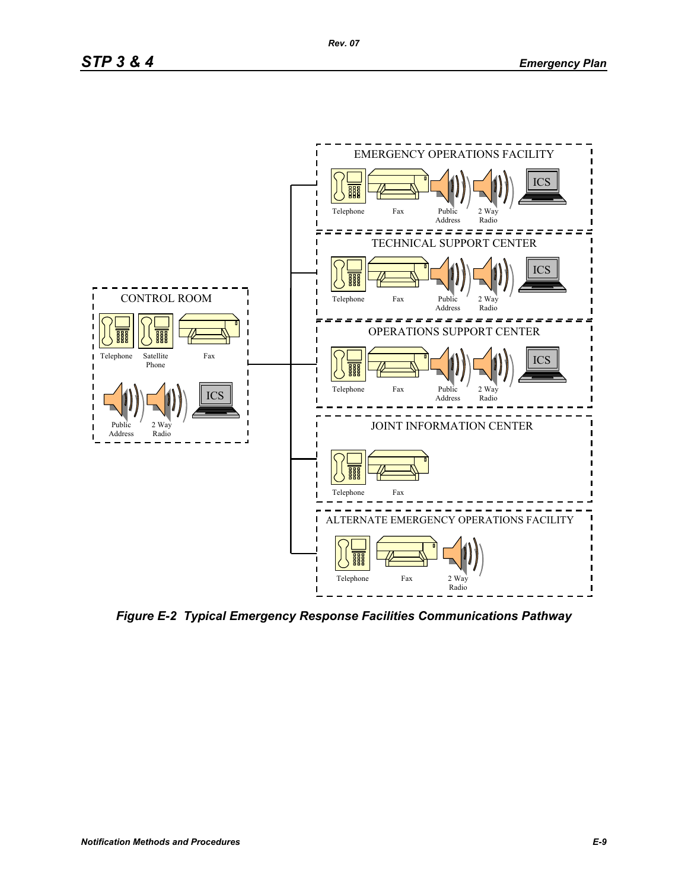**CONTROL ROOM**

- Telephone
- Satellite Phone
- Fax
- Public Address
- 2 Way Radio
- ICS

**EMERGENCY OPERATIONS FACILITY**

- Telephone
- Fax
- Public Address
- 2 Way Radio
- ICS

**TECHNICAL SUPPORT CENTER**

- Telephone
- Fax
- Public Address
- 2 Way Radio
- ICS

**OPERATIONS SUPPORT CENTER**

- Telephone
- Fax
- Public Address
- 2 Way Radio
- ICS

**JOINT INFORMATION CENTER**

- Telephone
- Fax

**ALTERNATE EMERGENCY OPERATIONS FACILITY**

- Telephone
- Fax
- 2 Way Radio

***Figure E-2 Typical Emergency Response Facilities Communications Pathway***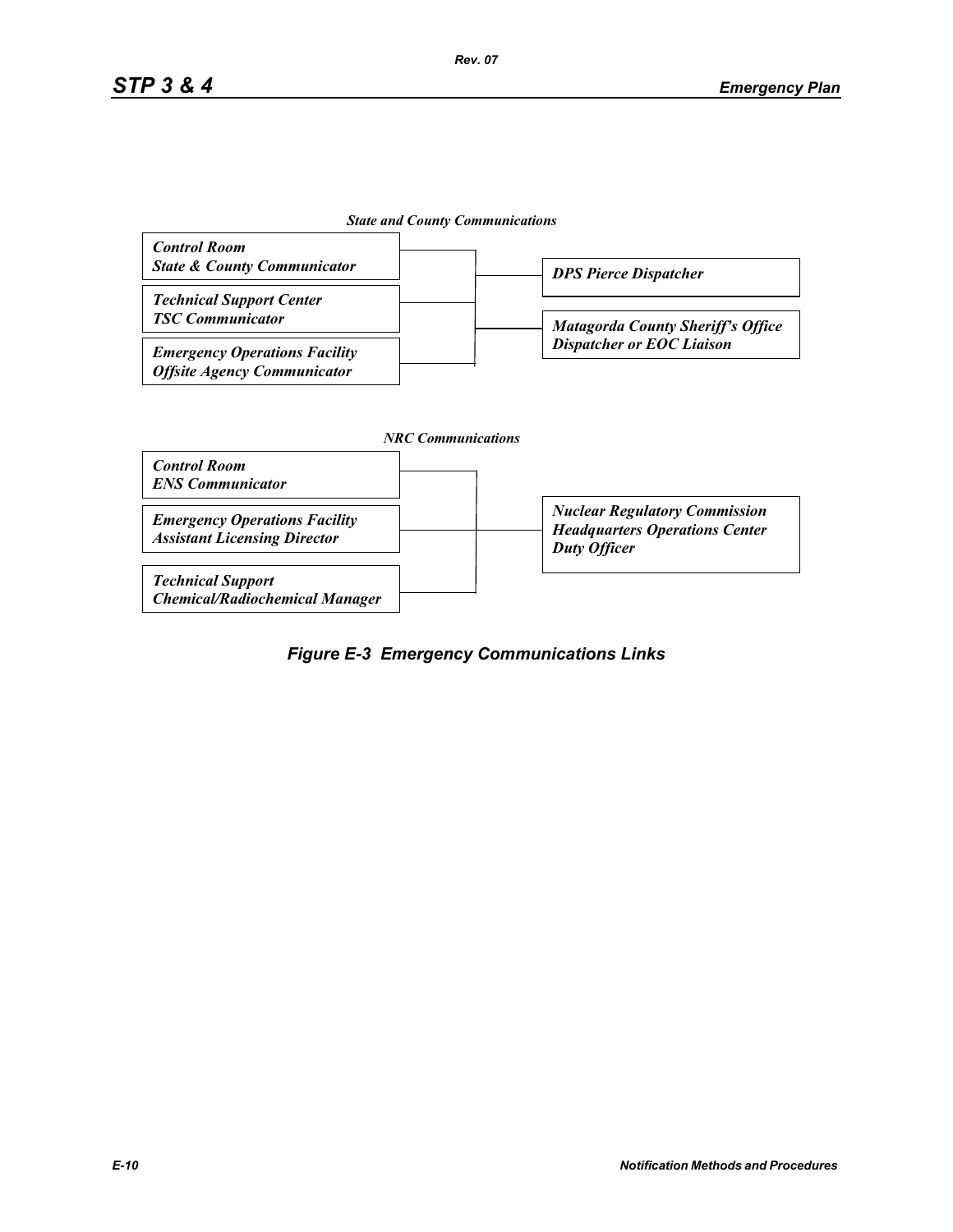*State and County Communications*

*Control Room*
*State & County Communicator*

*Technical Support Center*
*TSC Communicator*

*Emergency Operations Facility*
*Offsite Agency Communicator*

*DPS Pierce Dispatcher*

*Matagorda County Sheriff's Office*
*Dispatcher or EOC Liaison*

*NRC Communications*

*Control Room*
*ENS Communicator*

*Emergency Operations Facility*
*Assistant Licensing Director*

*Technical Support*
*Chemical/Radiochemical Manager*

*Nuclear Regulatory Commission*
*Headquarters Operations Center*
*Duty Officer*

***Figure E-3 Emergency Communications Links***